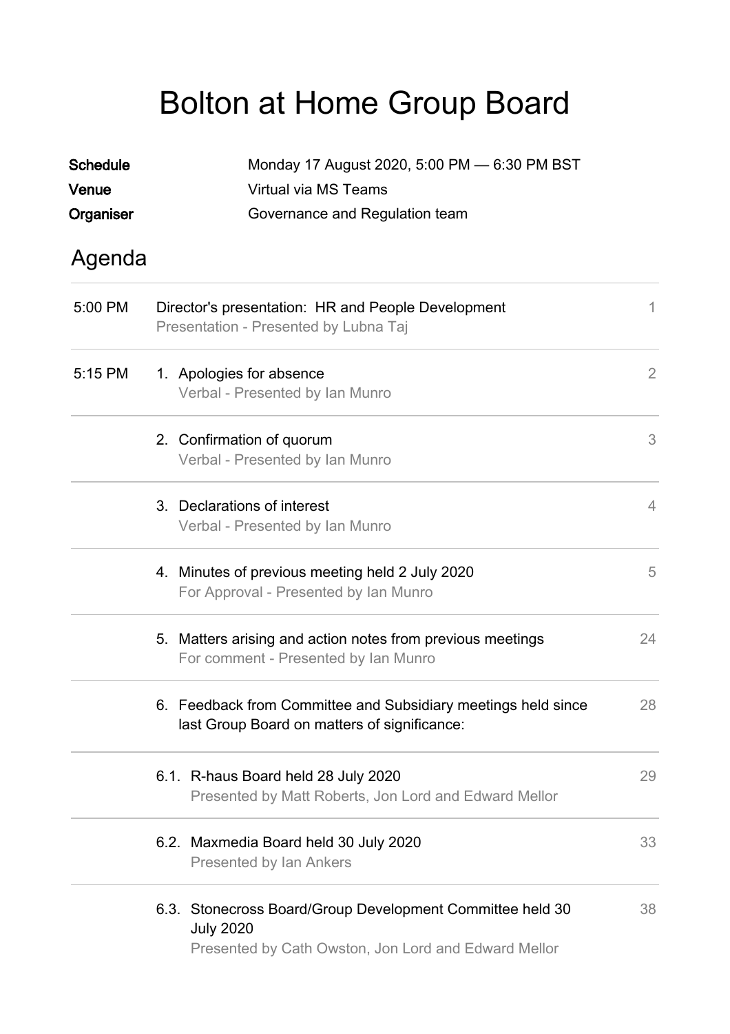# Bolton at Home Group Board

| | |
|---|---|
| **Schedule** | Monday 17 August 2020, 5:00 PM — 6:30 PM BST |
| **Venue** | Virtual via MS Teams |
| **Organiser** | Governance and Regulation team |

## Agenda

| Time | Item | Page |
|---|---|---|
| 5:00 PM | Director's presentation: HR and People Development<br>Presentation - Presented by Lubna Taj | 1 |
| 5:15 PM | 1. Apologies for absence<br>Verbal - Presented by Ian Munro | 2 |
| | 2. Confirmation of quorum<br>Verbal - Presented by Ian Munro | 3 |
| | 3. Declarations of interest<br>Verbal - Presented by Ian Munro | 4 |
| | 4. Minutes of previous meeting held 2 July 2020<br>For Approval - Presented by Ian Munro | 5 |
| | 5. Matters arising and action notes from previous meetings<br>For comment - Presented by Ian Munro | 24 |
| | 6. Feedback from Committee and Subsidiary meetings held since last Group Board on matters of significance: | 28 |
| | 6.1. R-haus Board held 28 July 2020<br>Presented by Matt Roberts, Jon Lord and Edward Mellor | 29 |
| | 6.2. Maxmedia Board held 30 July 2020<br>Presented by Ian Ankers | 33 |
| | 6.3. Stonecross Board/Group Development Committee held 30 July 2020<br>Presented by Cath Owston, Jon Lord and Edward Mellor | 38 |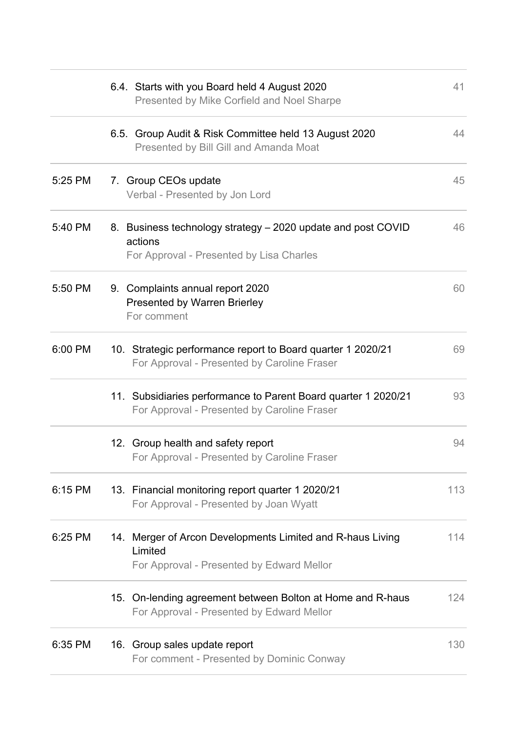| Time | Item | Page |
|---|---|---|
| | 6.4. Starts with you Board held 4 August 2020<br>Presented by Mike Corfield and Noel Sharpe | 41 |
| | 6.5. Group Audit & Risk Committee held 13 August 2020<br>Presented by Bill Gill and Amanda Moat | 44 |
| 5:25 PM | 7. Group CEOs update<br>Verbal - Presented by Jon Lord | 45 |
| 5:40 PM | 8. Business technology strategy – 2020 update and post COVID actions<br>For Approval - Presented by Lisa Charles | 46 |
| 5:50 PM | 9. Complaints annual report 2020<br>Presented by Warren Brierley<br>For comment | 60 |
| 6:00 PM | 10. Strategic performance report to Board quarter 1 2020/21<br>For Approval - Presented by Caroline Fraser | 69 |
| | 11. Subsidiaries performance to Parent Board quarter 1 2020/21<br>For Approval - Presented by Caroline Fraser | 93 |
| | 12. Group health and safety report<br>For Approval - Presented by Caroline Fraser | 94 |
| 6:15 PM | 13. Financial monitoring report quarter 1 2020/21<br>For Approval - Presented by Joan Wyatt | 113 |
| 6:25 PM | 14. Merger of Arcon Developments Limited and R-haus Living Limited<br>For Approval - Presented by Edward Mellor | 114 |
| | 15. On-lending agreement between Bolton at Home and R-haus<br>For Approval - Presented by Edward Mellor | 124 |
| 6:35 PM | 16. Group sales update report<br>For comment - Presented by Dominic Conway | 130 |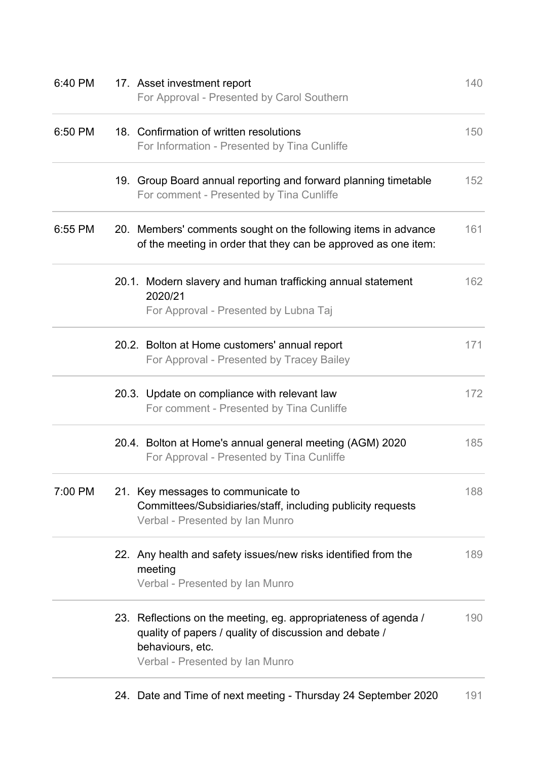| Time | Item | Page |
| --- | --- | --- |
| 6:40 PM | 17. Asset investment report<br>For Approval - Presented by Carol Southern | 140 |
| 6:50 PM | 18. Confirmation of written resolutions<br>For Information - Presented by Tina Cunliffe | 150 |
| | 19. Group Board annual reporting and forward planning timetable<br>For comment - Presented by Tina Cunliffe | 152 |
| 6:55 PM | 20. Members' comments sought on the following items in advance of the meeting in order that they can be approved as one item: | 161 |
| | 20.1. Modern slavery and human trafficking annual statement 2020/21<br>For Approval - Presented by Lubna Taj | 162 |
| | 20.2. Bolton at Home customers' annual report<br>For Approval - Presented by Tracey Bailey | 171 |
| | 20.3. Update on compliance with relevant law<br>For comment - Presented by Tina Cunliffe | 172 |
| | 20.4. Bolton at Home's annual general meeting (AGM) 2020<br>For Approval - Presented by Tina Cunliffe | 185 |
| 7:00 PM | 21. Key messages to communicate to Committees/Subsidiaries/staff, including publicity requests<br>Verbal - Presented by Ian Munro | 188 |
| | 22. Any health and safety issues/new risks identified from the meeting<br>Verbal - Presented by Ian Munro | 189 |
| | 23. Reflections on the meeting, eg. appropriateness of agenda / quality of papers / quality of discussion and debate / behaviours, etc.<br>Verbal - Presented by Ian Munro | 190 |
| | 24. Date and Time of next meeting - Thursday 24 September 2020 | 191 |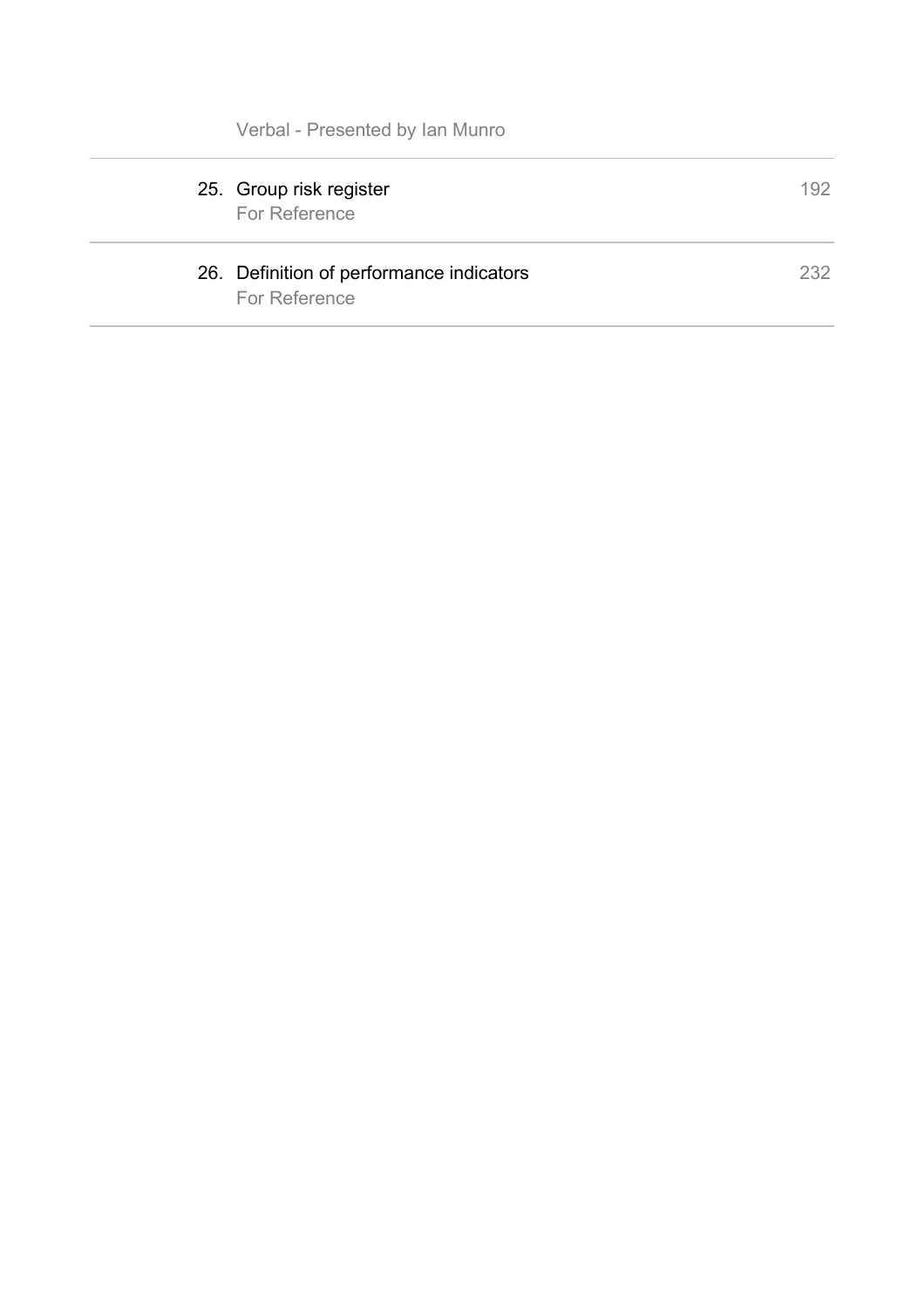Verbal - Presented by Ian Munro

| | | |
|---|---|---|
| 25. | Group risk register<br>For Reference | 192 |
| 26. | Definition of performance indicators<br>For Reference | 232 |